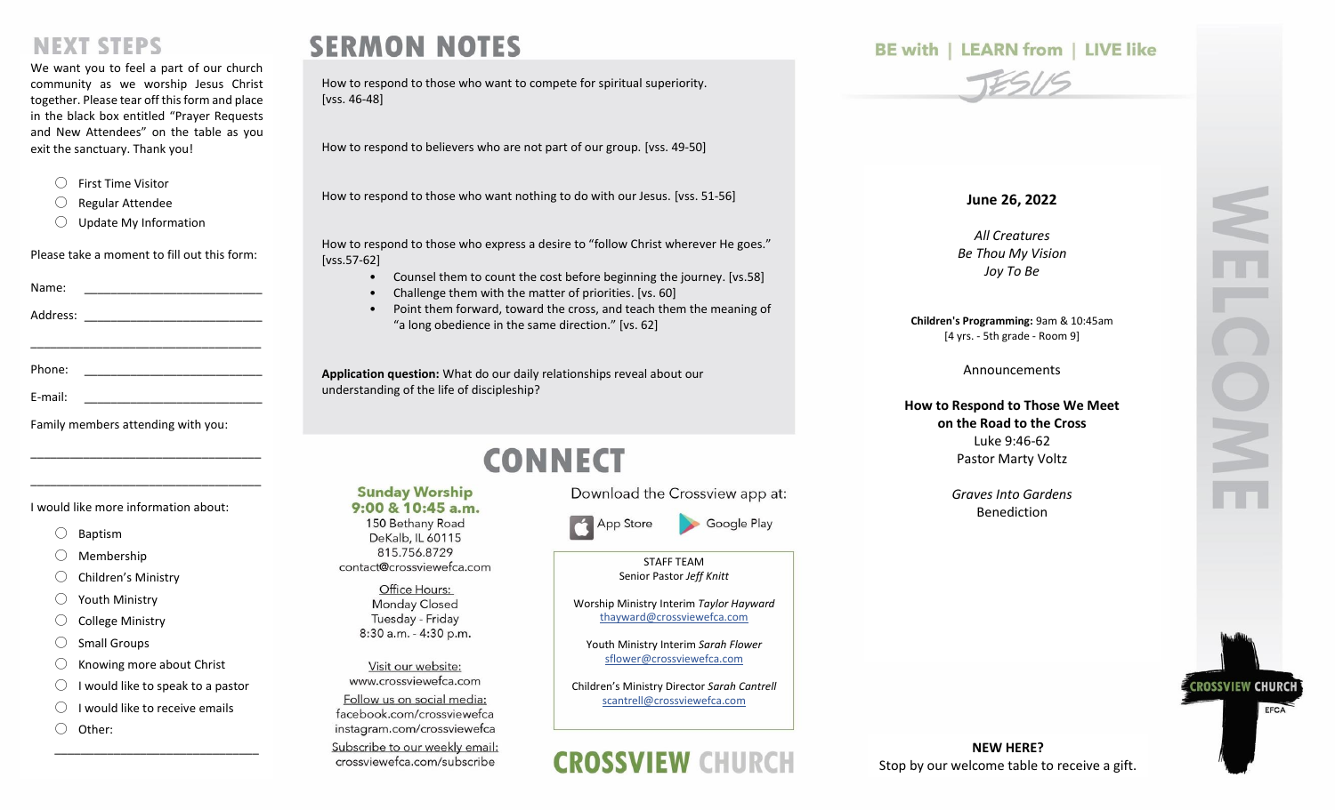## NEXT STEPS

We want you to feel a part of our church community as we worship Jesus Christ together. Please tear off this form and place in the black box entitled "Prayer Requests and New Attendees" on the table as you exit the sanctuary. Thank you!

- ○ First Time Visitor
- ○ Regular Attendee
- ○ Update My Information

Please take a moment to fill out this form:

Name: ___________________________

Address: ___________________________

___________________________________

Phone: ___________________________

E-mail: ___________________________

Family members attending with you:

___________________________________

___________________________________

I would like more information about:

- ○ Baptism
- ○ Membership
- ○ Children's Ministry
- ○ Youth Ministry
- ○ College Ministry
- ○ Small Groups
- ○ Knowing more about Christ
- ○ I would like to speak to a pastor
- ○ I would like to receive emails
- ○ Other:

___________________________________

## SERMON NOTES

How to respond to those who want to compete for spiritual superiority. [vss. 46-48]

How to respond to believers who are not part of our group. [vss. 49-50]

How to respond to those who want nothing to do with our Jesus. [vss. 51-56]

How to respond to those who express a desire to "follow Christ wherever He goes." [vss.57-62]

- Counsel them to count the cost before beginning the journey. [vs.58]
- Challenge them with the matter of priorities. [vs. 60]
- Point them forward, toward the cross, and teach them the meaning of "a long obedience in the same direction." [vs. 62]

**Application question:** What do our daily relationships reveal about our understanding of the life of discipleship?

## CONNECT

**Sunday Worship**
**9:00 & 10:45 a.m.**
150 Bethany Road
DeKalb, IL 60115
815.756.8729
contact@crossviewefca.com

Office Hours:
Monday Closed
Tuesday - Friday
8:30 a.m. - 4:30 p.m.

Visit our website:
www.crossviewefca.com

Follow us on social media:
facebook.com/crossviewefca
instagram.com/crossviewefca

Subscribe to our weekly email:
crossviewefca.com/subscribe

Download the Crossview app at:

App Store    Google Play

STAFF TEAM
Senior Pastor *Jeff Knitt*

Worship Ministry Interim *Taylor Hayward*
thayward@crossviewefca.com

Youth Ministry Interim *Sarah Flower*
sflower@crossviewefca.com

Children's Ministry Director *Sarah Cantrell*
scantrell@crossviewefca.com

**CROSSVIEW CHURCH**

BE with | LEARN from | LIVE like JESUS

# WELCOME

**June 26, 2022**

*All Creatures*
*Be Thou My Vision*
*Joy To Be*

**Children's Programming:** 9am & 10:45am
[4 yrs. - 5th grade - Room 9]

Announcements

**How to Respond to Those We Meet on the Road to the Cross**
Luke 9:46-62
Pastor Marty Voltz

*Graves Into Gardens*
Benediction

**NEW HERE?**
Stop by our welcome table to receive a gift.

CROSSVIEW CHURCH
EFCA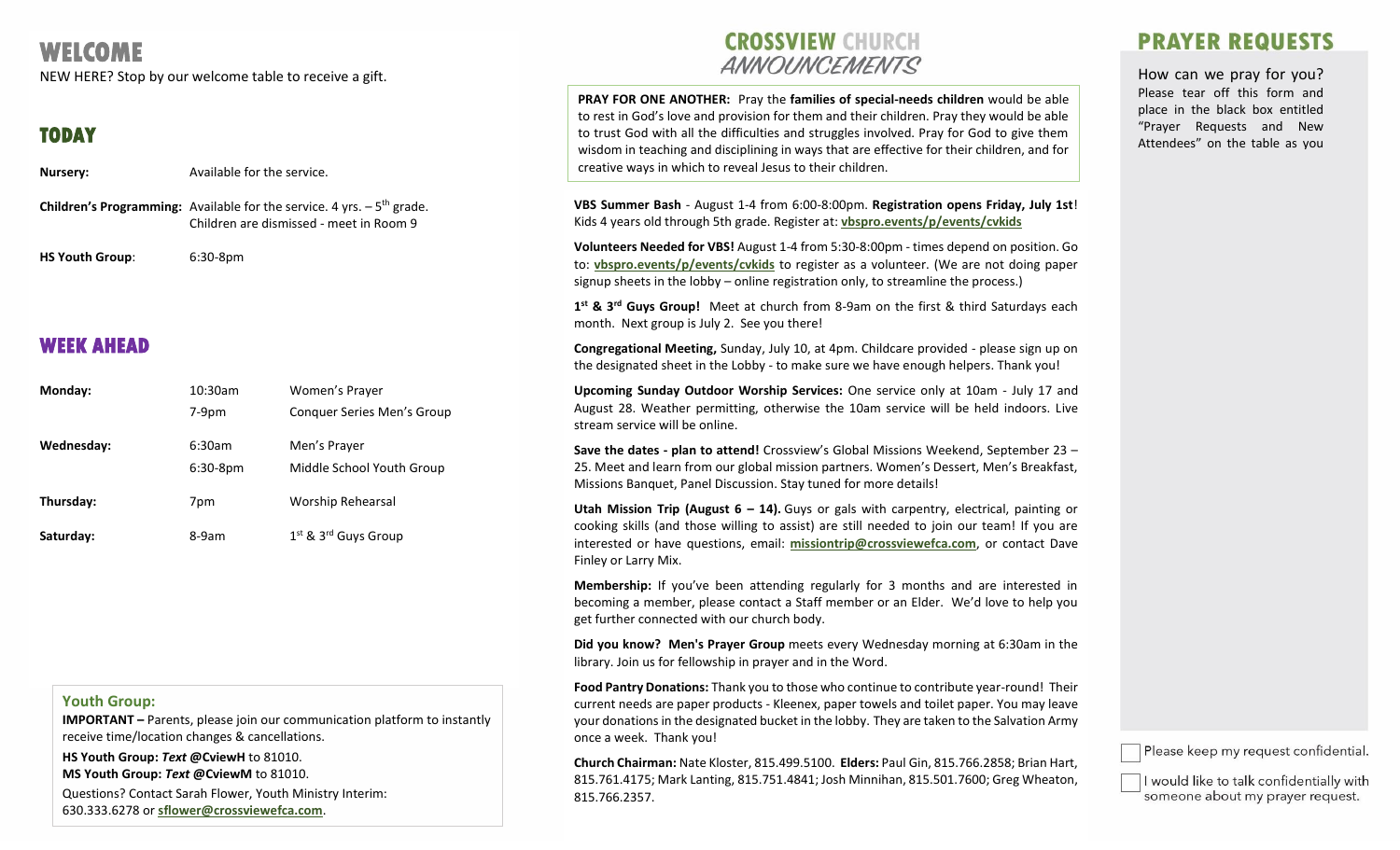# WELCOME

NEW HERE? Stop by our welcome table to receive a gift.

## TODAY

| | |
|---|---|
| **Nursery:** | Available for the service. |
| **Children's Programming:** | Available for the service. 4 yrs. – 5th grade. Children are dismissed - meet in Room 9 |
| **HS Youth Group**: | 6:30-8pm |

## WEEK AHEAD

| | | |
|---|---|---|
| **Monday:** | 10:30am | Women's Prayer |
| | 7-9pm | Conquer Series Men's Group |
| **Wednesday:** | 6:30am | Men's Prayer |
| | 6:30-8pm | Middle School Youth Group |
| **Thursday:** | 7pm | Worship Rehearsal |
| **Saturday:** | 8-9am | 1st & 3rd Guys Group |

### Youth Group:

**IMPORTANT –** Parents, please join our communication platform to instantly receive time/location changes & cancellations.

**HS Youth Group:** ***Text* @CviewH** to 81010.

**MS Youth Group:** ***Text* @CviewM** to 81010.

Questions? Contact Sarah Flower, Youth Ministry Interim: 630.333.6278 or **sflower@crossviewefca.com**.

# CROSSVIEW CHURCH ANNOUNCEMENTS

**PRAY FOR ONE ANOTHER:** Pray the **families of special-needs children** would be able to rest in God's love and provision for them and their children. Pray they would be able to trust God with all the difficulties and struggles involved. Pray for God to give them wisdom in teaching and disciplining in ways that are effective for their children, and for creative ways in which to reveal Jesus to their children.

**VBS Summer Bash** - August 1-4 from 6:00-8:00pm. **Registration opens Friday, July 1st**! Kids 4 years old through 5th grade. Register at: **vbspro.events/p/events/cvkids**

**Volunteers Needed for VBS!** August 1-4 from 5:30-8:00pm - times depend on position. Go to: **vbspro.events/p/events/cvkids** to register as a volunteer. (We are not doing paper signup sheets in the lobby – online registration only, to streamline the process.)

**1st & 3rd Guys Group!** Meet at church from 8-9am on the first & third Saturdays each month. Next group is July 2. See you there!

**Congregational Meeting,** Sunday, July 10, at 4pm. Childcare provided - please sign up on the designated sheet in the Lobby - to make sure we have enough helpers. Thank you!

**Upcoming Sunday Outdoor Worship Services:** One service only at 10am - July 17 and August 28. Weather permitting, otherwise the 10am service will be held indoors. Live stream service will be online.

**Save the dates - plan to attend!** Crossview's Global Missions Weekend, September 23 – 25. Meet and learn from our global mission partners. Women's Dessert, Men's Breakfast, Missions Banquet, Panel Discussion. Stay tuned for more details!

**Utah Mission Trip (August 6 – 14).** Guys or gals with carpentry, electrical, painting or cooking skills (and those willing to assist) are still needed to join our team! If you are interested or have questions, email: **missiontrip@crossviewefca.com**, or contact Dave Finley or Larry Mix.

**Membership:** If you've been attending regularly for 3 months and are interested in becoming a member, please contact a Staff member or an Elder. We'd love to help you get further connected with our church body.

**Did you know? Men's Prayer Group** meets every Wednesday morning at 6:30am in the library. Join us for fellowship in prayer and in the Word.

**Food Pantry Donations:** Thank you to those who continue to contribute year-round! Their current needs are paper products - Kleenex, paper towels and toilet paper. You may leave your donations in the designated bucket in the lobby. They are taken to the Salvation Army once a week. Thank you!

**Church Chairman:** Nate Kloster, 815.499.5100. **Elders:** Paul Gin, 815.766.2858; Brian Hart, 815.761.4175; Mark Lanting, 815.751.4841; Josh Minnihan, 815.501.7600; Greg Wheaton, 815.766.2357.

# PRAYER REQUESTS

How can we pray for you?

Please tear off this form and place in the black box entitled "Prayer Requests and New Attendees" on the table as you

☐ Please keep my request confidential.

☐ I would like to talk confidentially with someone about my prayer request.